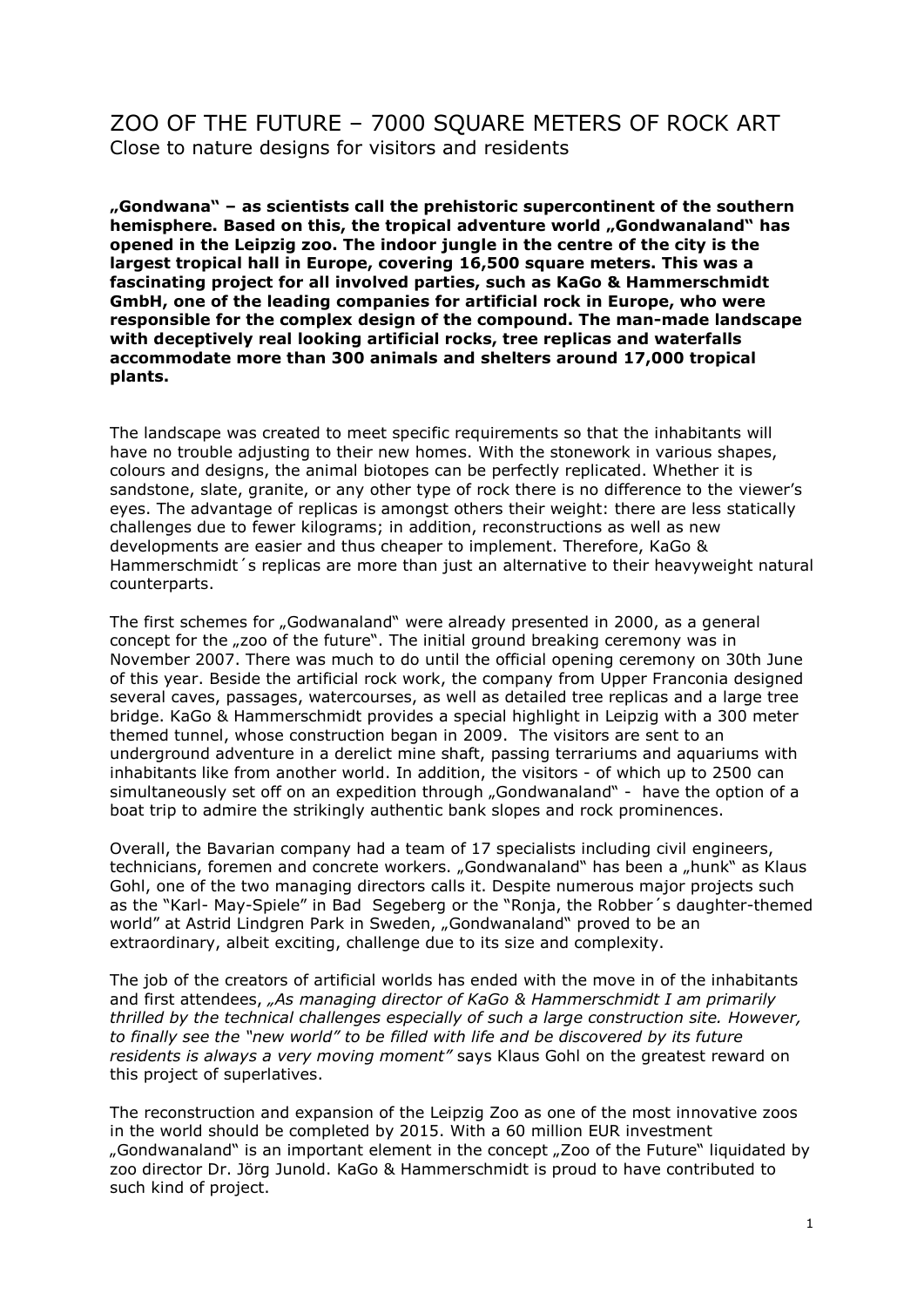# ZOO OF THE FUTURE – 7000 SQUARE METERS OF ROCK ART

Close to nature designs for visitors and residents

**„Gondwana" – as scientists call the prehistoric supercontinent of the southern hemisphere. Based on this, the tropical adventure world „Gondwanaland" has opened in the Leipzig zoo. The indoor jungle in the centre of the city is the largest tropical hall in Europe, covering 16,500 square meters. This was a fascinating project for all involved parties, such as KaGo & Hammerschmidt GmbH, one of the leading companies for artificial rock in Europe, who were responsible for the complex design of the compound. The man-made landscape with deceptively real looking artificial rocks, tree replicas and waterfalls accommodate more than 300 animals and shelters around 17,000 tropical plants.**

The landscape was created to meet specific requirements so that the inhabitants will have no trouble adjusting to their new homes. With the stonework in various shapes, colours and designs, the animal biotopes can be perfectly replicated. Whether it is sandstone, slate, granite, or any other type of rock there is no difference to the viewer's eyes. The advantage of replicas is amongst others their weight: there are less statically challenges due to fewer kilograms; in addition, reconstructions as well as new developments are easier and thus cheaper to implement. Therefore, KaGo & Hammerschmidt´s replicas are more than just an alternative to their heavyweight natural counterparts.

The first schemes for „Godwanaland" were already presented in 2000, as a general concept for the „zoo of the future". The initial ground breaking ceremony was in November 2007. There was much to do until the official opening ceremony on 30th June of this year. Beside the artificial rock work, the company from Upper Franconia designed several caves, passages, watercourses, as well as detailed tree replicas and a large tree bridge. KaGo & Hammerschmidt provides a special highlight in Leipzig with a 300 meter themed tunnel, whose construction began in 2009. The visitors are sent to an underground adventure in a derelict mine shaft, passing terrariums and aquariums with inhabitants like from another world. In addition, the visitors - of which up to 2500 can simultaneously set off on an expedition through „Gondwanaland" - have the option of a boat trip to admire the strikingly authentic bank slopes and rock prominences.

Overall, the Bavarian company had a team of 17 specialists including civil engineers, technicians, foremen and concrete workers. „Gondwanaland" has been a „hunk" as Klaus Gohl, one of the two managing directors calls it. Despite numerous major projects such as the "Karl- May-Spiele" in Bad Segeberg or the "Ronja, the Robber´s daughter-themed world" at Astrid Lindgren Park in Sweden, „Gondwanaland" proved to be an extraordinary, albeit exciting, challenge due to its size and complexity.

The job of the creators of artificial worlds has ended with the move in of the inhabitants and first attendees, *„As managing director of KaGo & Hammerschmidt I am primarily thrilled by the technical challenges especially of such a large construction site. However, to finally see the "new world" to be filled with life and be discovered by its future residents is always a very moving moment"* says Klaus Gohl on the greatest reward on this project of superlatives.

The reconstruction and expansion of the Leipzig Zoo as one of the most innovative zoos in the world should be completed by 2015. With a 60 million EUR investment „Gondwanaland" is an important element in the concept „Zoo of the Future" liquidated by zoo director Dr. Jörg Junold. KaGo & Hammerschmidt is proud to have contributed to such kind of project.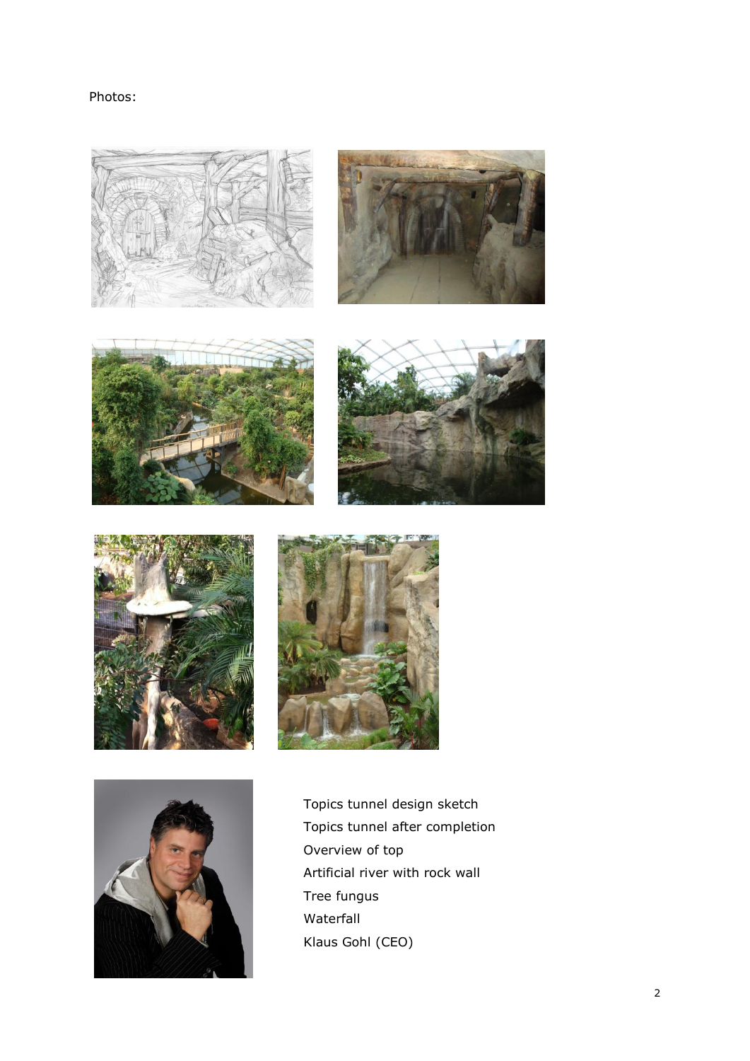Photos:

Topics tunnel design sketch
Topics tunnel after completion
Overview of top
Artificial river with rock wall
Tree fungus
Waterfall
Klaus Gohl (CEO)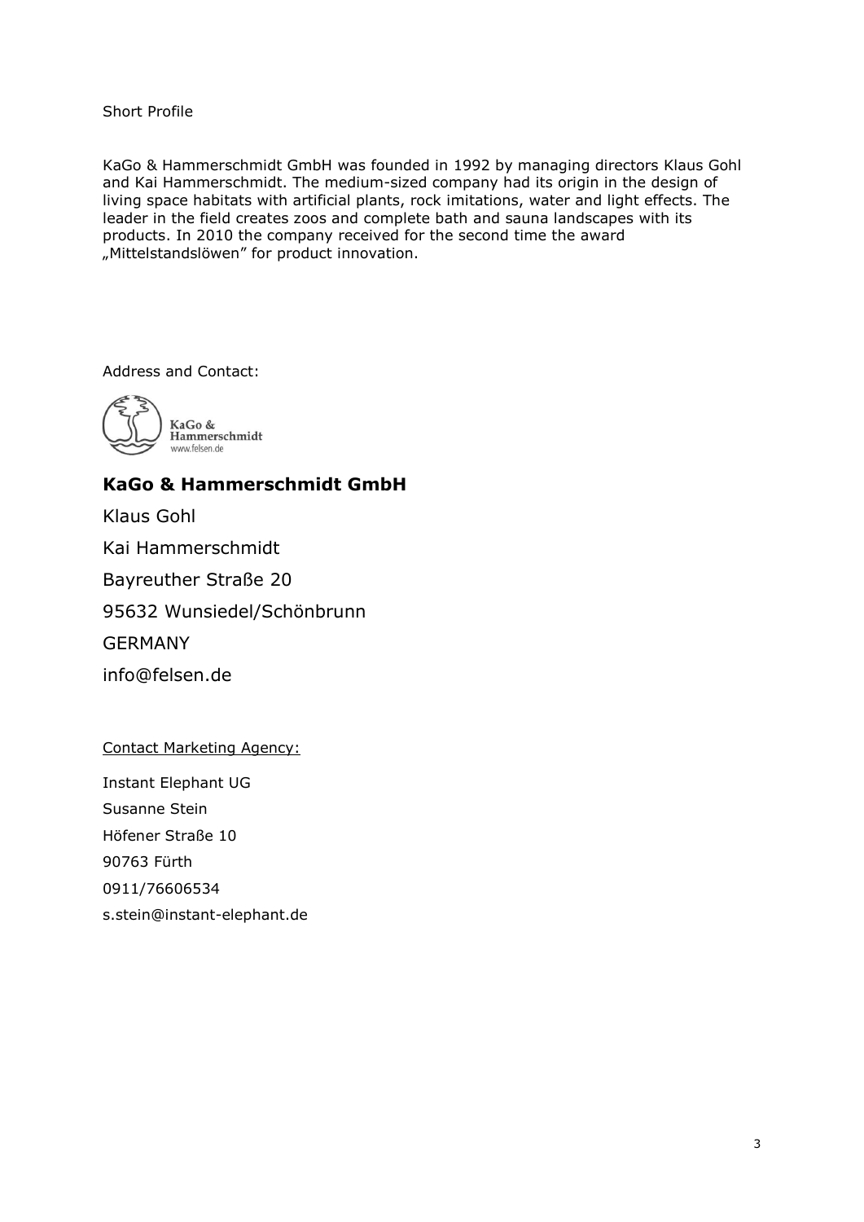Short Profile

KaGo & Hammerschmidt GmbH was founded in 1992 by managing directors Klaus Gohl and Kai Hammerschmidt. The medium-sized company had its origin in the design of living space habitats with artificial plants, rock imitations, water and light effects. The leader in the field creates zoos and complete bath and sauna landscapes with its products. In 2010 the company received for the second time the award „Mittelstandslöwen" for product innovation.

Address and Contact:

KaGo & Hammerschmidt
www.felsen.de

**KaGo & Hammerschmidt GmbH**

Klaus Gohl

Kai Hammerschmidt

Bayreuther Straße 20

95632 Wunsiedel/Schönbrunn

GERMANY

info@felsen.de

Contact Marketing Agency:

Instant Elephant UG

Susanne Stein

Höfener Straße 10

90763 Fürth

0911/76606534

s.stein@instant-elephant.de